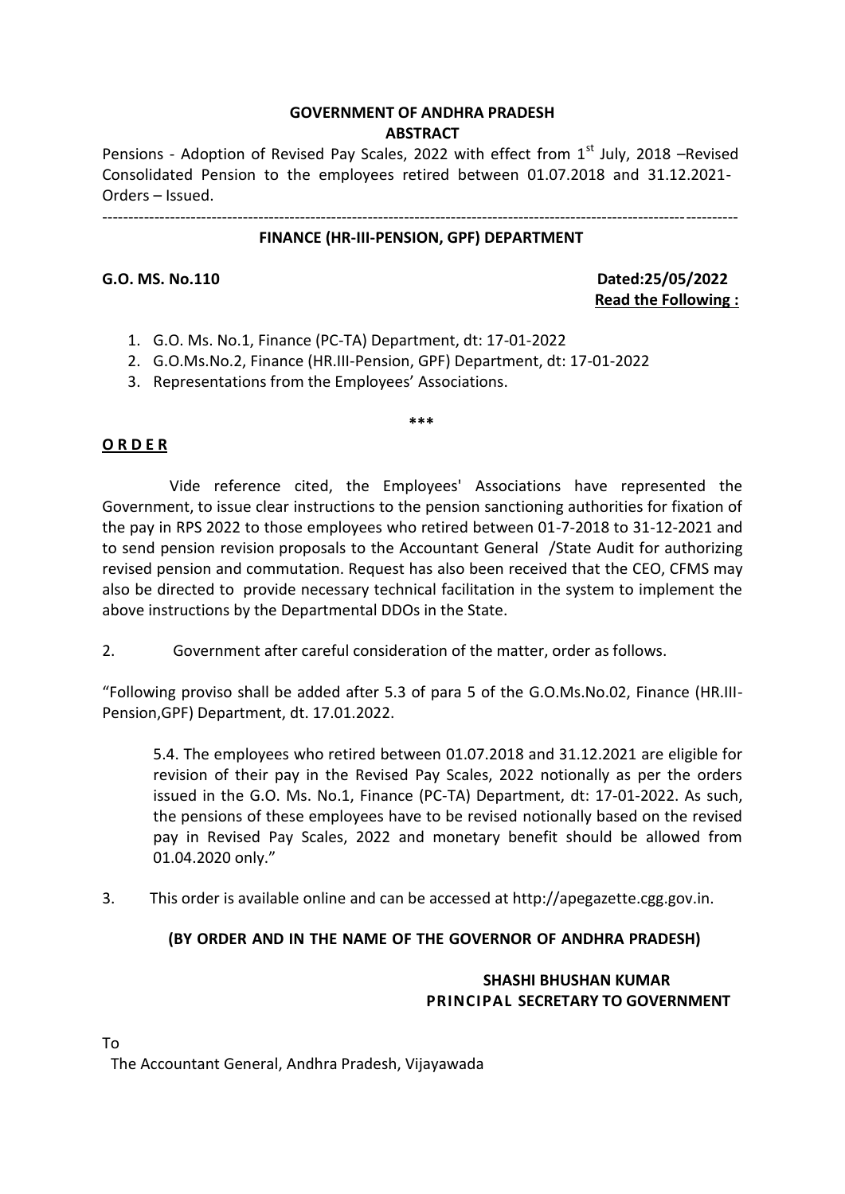**GOVERNMENT OF ANDHRA PRADESH**
**ABSTRACT**

Pensions - Adoption of Revised Pay Scales, 2022 with effect from 1st July, 2018 –Revised Consolidated Pension to the employees retired between 01.07.2018 and 31.12.2021- Orders – Issued.

---

**FINANCE (HR-III-PENSION, GPF) DEPARTMENT**

**G.O. MS. No.110** **Dated:25/05/2022**

**Read the Following :**

1. G.O. Ms. No.1, Finance (PC-TA) Department, dt: 17-01-2022
2. G.O.Ms.No.2, Finance (HR.III-Pension, GPF) Department, dt: 17-01-2022
3. Representations from the Employees' Associations.

\*\*\*

**ORDER**

Vide reference cited, the Employees' Associations have represented the Government, to issue clear instructions to the pension sanctioning authorities for fixation of the pay in RPS 2022 to those employees who retired between 01-7-2018 to 31-12-2021 and to send pension revision proposals to the Accountant General /State Audit for authorizing revised pension and commutation. Request has also been received that the CEO, CFMS may also be directed to provide necessary technical facilitation in the system to implement the above instructions by the Departmental DDOs in the State.

2. Government after careful consideration of the matter, order as follows.

"Following proviso shall be added after 5.3 of para 5 of the G.O.Ms.No.02, Finance (HR.III-Pension,GPF) Department, dt. 17.01.2022.

> 5.4. The employees who retired between 01.07.2018 and 31.12.2021 are eligible for revision of their pay in the Revised Pay Scales, 2022 notionally as per the orders issued in the G.O. Ms. No.1, Finance (PC-TA) Department, dt: 17-01-2022. As such, the pensions of these employees have to be revised notionally based on the revised pay in Revised Pay Scales, 2022 and monetary benefit should be allowed from 01.04.2020 only."

3. This order is available online and can be accessed at http://apegazette.cgg.gov.in.

**(BY ORDER AND IN THE NAME OF THE GOVERNOR OF ANDHRA PRADESH)**

**SHASHI BHUSHAN KUMAR**
**PRINCIPAL SECRETARY TO GOVERNMENT**

To
The Accountant General, Andhra Pradesh, Vijayawada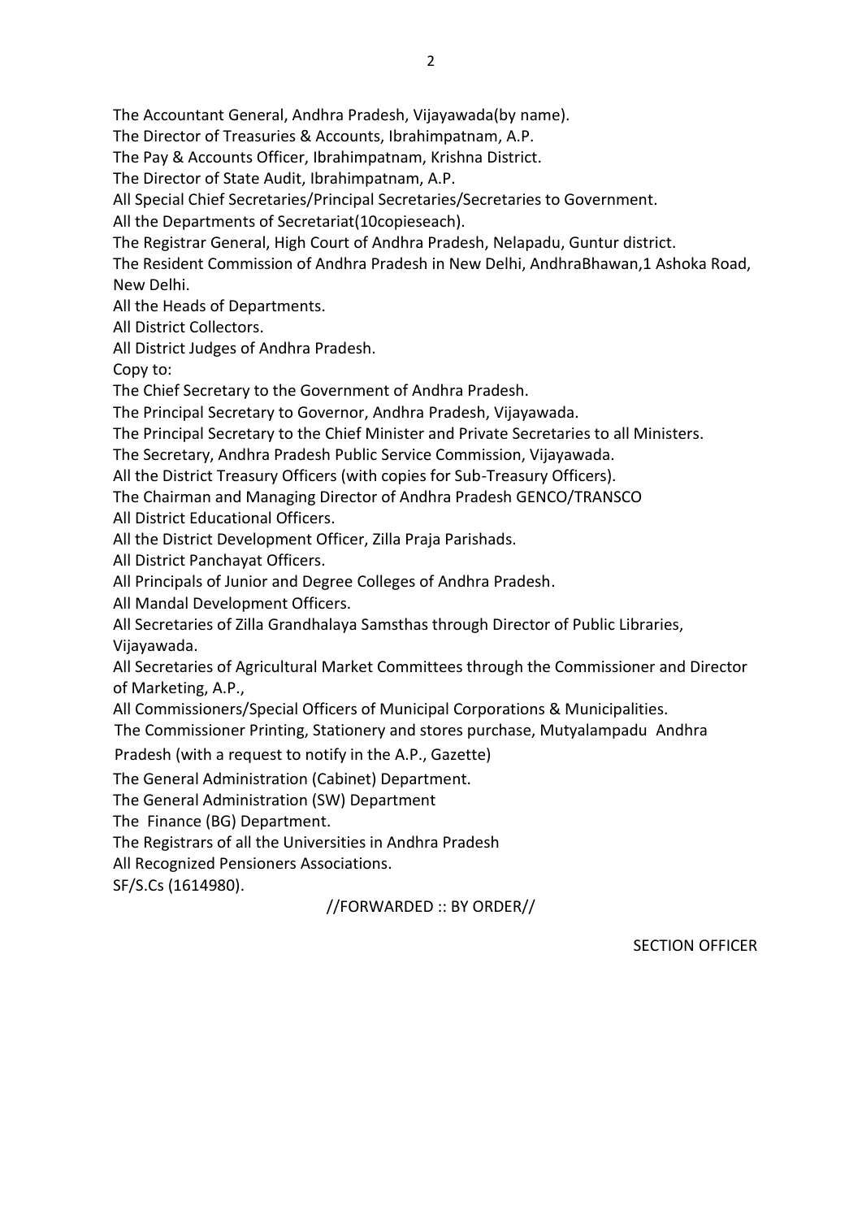The Accountant General, Andhra Pradesh, Vijayawada(by name).
The Director of Treasuries & Accounts, Ibrahimpatnam, A.P.
The Pay & Accounts Officer, Ibrahimpatnam, Krishna District.
The Director of State Audit, Ibrahimpatnam, A.P.
All Special Chief Secretaries/Principal Secretaries/Secretaries to Government.
All the Departments of Secretariat(10copieseach).
The Registrar General, High Court of Andhra Pradesh, Nelapadu, Guntur district.
The Resident Commission of Andhra Pradesh in New Delhi, AndhraBhawan,1 Ashoka Road, New Delhi.
All the Heads of Departments.
All District Collectors.
All District Judges of Andhra Pradesh.
Copy to:
The Chief Secretary to the Government of Andhra Pradesh.
The Principal Secretary to Governor, Andhra Pradesh, Vijayawada.
The Principal Secretary to the Chief Minister and Private Secretaries to all Ministers.
The Secretary, Andhra Pradesh Public Service Commission, Vijayawada.
All the District Treasury Officers (with copies for Sub-Treasury Officers).
The Chairman and Managing Director of Andhra Pradesh GENCO/TRANSCO
All District Educational Officers.
All the District Development Officer, Zilla Praja Parishads.
All District Panchayat Officers.
All Principals of Junior and Degree Colleges of Andhra Pradesh.
All Mandal Development Officers.
All Secretaries of Zilla Grandhalaya Samsthas through Director of Public Libraries, Vijayawada.
All Secretaries of Agricultural Market Committees through the Commissioner and Director of Marketing, A.P.,
All Commissioners/Special Officers of Municipal Corporations & Municipalities.
The Commissioner Printing, Stationery and stores purchase, Mutyalampadu Andhra Pradesh (with a request to notify in the A.P., Gazette)
The General Administration (Cabinet) Department.
The General Administration (SW) Department
The Finance (BG) Department.
The Registrars of all the Universities in Andhra Pradesh
All Recognized Pensioners Associations.
SF/S.Cs (1614980).

//FORWARDED :: BY ORDER//

SECTION OFFICER